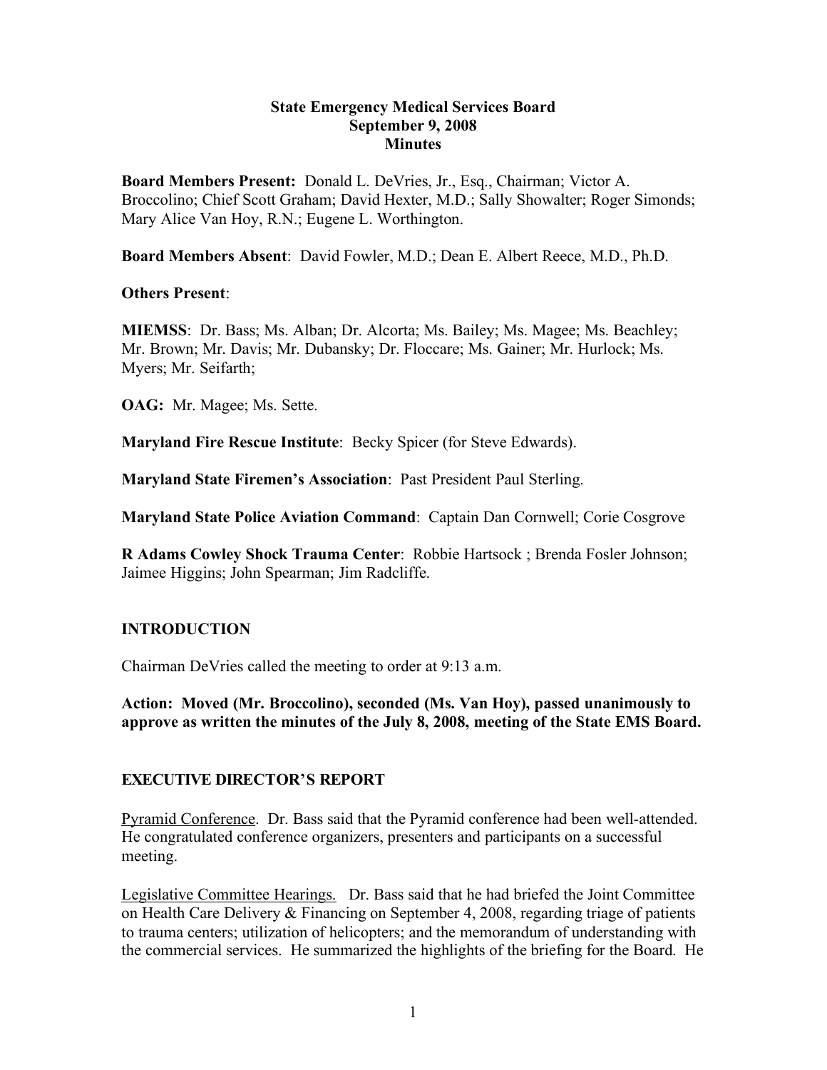**State Emergency Medical Services Board**
**September 9, 2008**
**Minutes**

**Board Members Present:** Donald L. DeVries, Jr., Esq., Chairman; Victor A. Broccolino; Chief Scott Graham; David Hexter, M.D.; Sally Showalter; Roger Simonds; Mary Alice Van Hoy, R.N.; Eugene L. Worthington.

**Board Members Absent**: David Fowler, M.D.; Dean E. Albert Reece, M.D., Ph.D.

**Others Present**:

**MIEMSS**: Dr. Bass; Ms. Alban; Dr. Alcorta; Ms. Bailey; Ms. Magee; Ms. Beachley; Mr. Brown; Mr. Davis; Mr. Dubansky; Dr. Floccare; Ms. Gainer; Mr. Hurlock; Ms. Myers; Mr. Seifarth;

**OAG:** Mr. Magee; Ms. Sette.

**Maryland Fire Rescue Institute**: Becky Spicer (for Steve Edwards).

**Maryland State Firemen's Association**: Past President Paul Sterling.

**Maryland State Police Aviation Command**: Captain Dan Cornwell; Corie Cosgrove

**R Adams Cowley Shock Trauma Center**: Robbie Hartsock ; Brenda Fosler Johnson; Jaimee Higgins; John Spearman; Jim Radcliffe.

## INTRODUCTION

Chairman DeVries called the meeting to order at 9:13 a.m.

**Action: Moved (Mr. Broccolino), seconded (Ms. Van Hoy), passed unanimously to approve as written the minutes of the July 8, 2008, meeting of the State EMS Board.**

## EXECUTIVE DIRECTOR'S REPORT

Pyramid Conference. Dr. Bass said that the Pyramid conference had been well-attended. He congratulated conference organizers, presenters and participants on a successful meeting.

Legislative Committee Hearings. Dr. Bass said that he had briefed the Joint Committee on Health Care Delivery & Financing on September 4, 2008, regarding triage of patients to trauma centers; utilization of helicopters; and the memorandum of understanding with the commercial services. He summarized the highlights of the briefing for the Board. He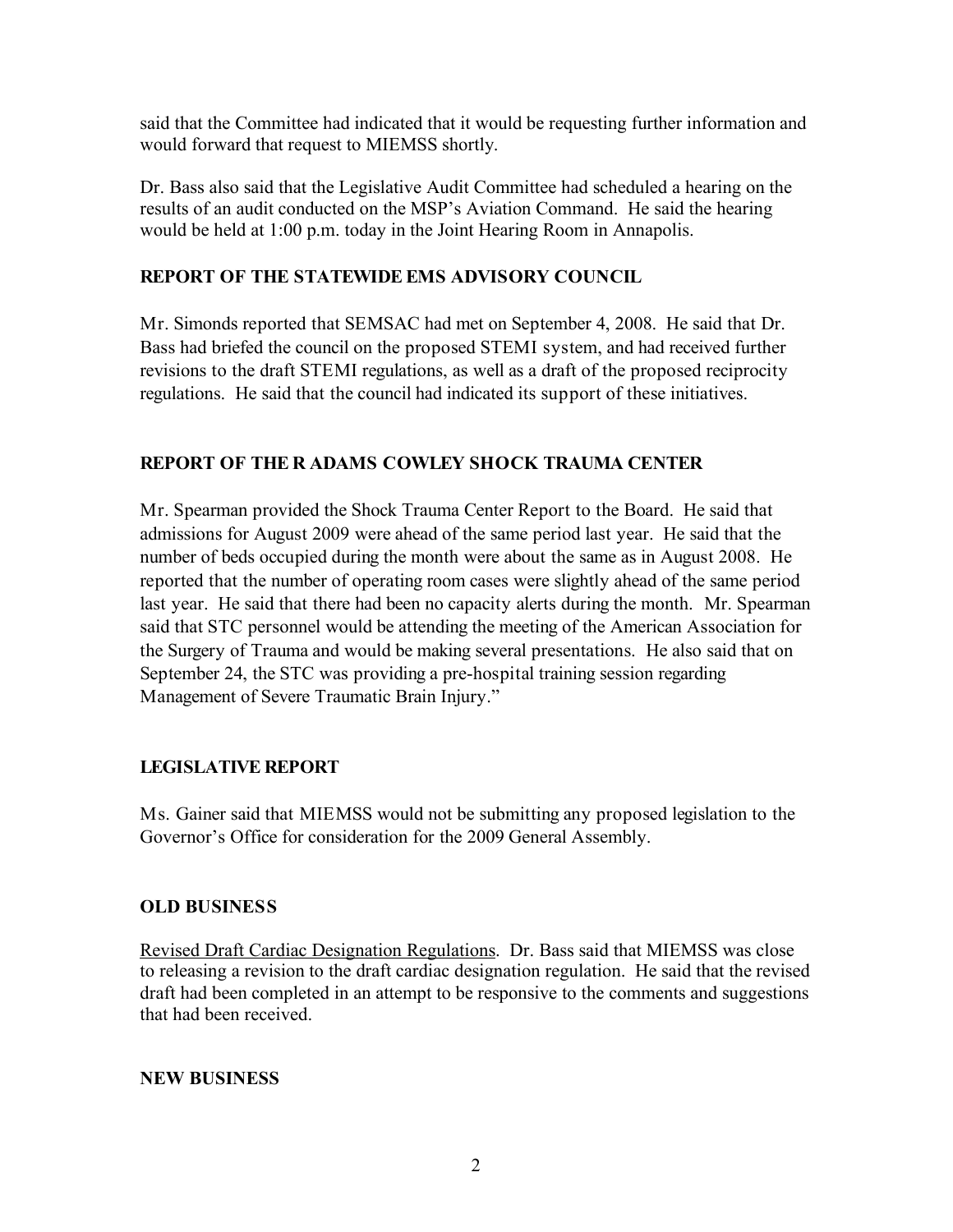said that the Committee had indicated that it would be requesting further information and would forward that request to MIEMSS shortly.

Dr. Bass also said that the Legislative Audit Committee had scheduled a hearing on the results of an audit conducted on the MSP's Aviation Command. He said the hearing would be held at 1:00 p.m. today in the Joint Hearing Room in Annapolis.

## REPORT OF THE STATEWIDE EMS ADVISORY COUNCIL

Mr. Simonds reported that SEMSAC had met on September 4, 2008. He said that Dr. Bass had briefed the council on the proposed STEMI system, and had received further revisions to the draft STEMI regulations, as well as a draft of the proposed reciprocity regulations. He said that the council had indicated its support of these initiatives.

## REPORT OF THE R ADAMS COWLEY SHOCK TRAUMA CENTER

Mr. Spearman provided the Shock Trauma Center Report to the Board. He said that admissions for August 2009 were ahead of the same period last year. He said that the number of beds occupied during the month were about the same as in August 2008. He reported that the number of operating room cases were slightly ahead of the same period last year. He said that there had been no capacity alerts during the month. Mr. Spearman said that STC personnel would be attending the meeting of the American Association for the Surgery of Trauma and would be making several presentations. He also said that on September 24, the STC was providing a pre-hospital training session regarding Management of Severe Traumatic Brain Injury."

## LEGISLATIVE REPORT

Ms. Gainer said that MIEMSS would not be submitting any proposed legislation to the Governor's Office for consideration for the 2009 General Assembly.

## OLD BUSINESS

Revised Draft Cardiac Designation Regulations. Dr. Bass said that MIEMSS was close to releasing a revision to the draft cardiac designation regulation. He said that the revised draft had been completed in an attempt to be responsive to the comments and suggestions that had been received.

## NEW BUSINESS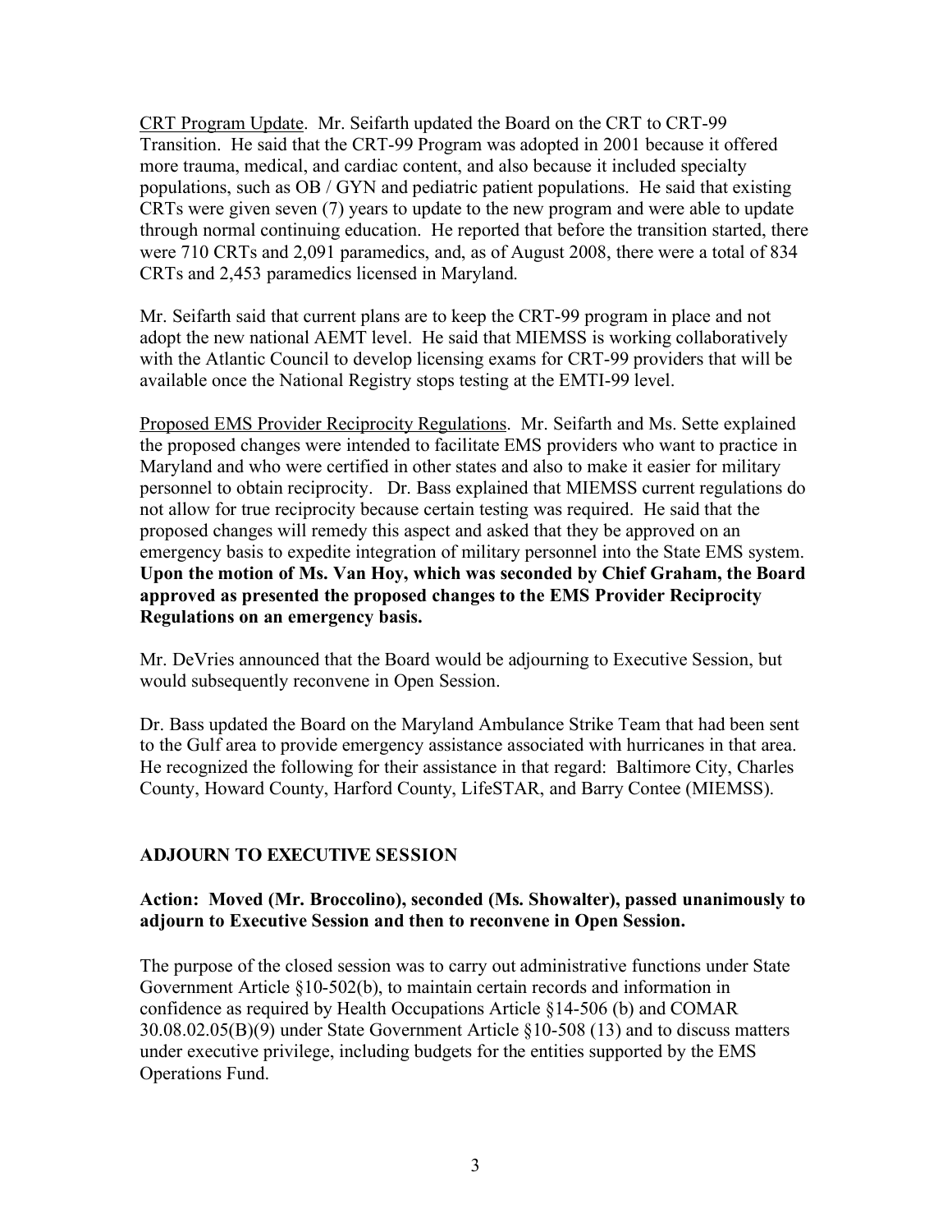<u>CRT Program Update</u>. Mr. Seifarth updated the Board on the CRT to CRT-99 Transition. He said that the CRT-99 Program was adopted in 2001 because it offered more trauma, medical, and cardiac content, and also because it included specialty populations, such as OB / GYN and pediatric patient populations. He said that existing CRTs were given seven (7) years to update to the new program and were able to update through normal continuing education. He reported that before the transition started, there were 710 CRTs and 2,091 paramedics, and, as of August 2008, there were a total of 834 CRTs and 2,453 paramedics licensed in Maryland.

Mr. Seifarth said that current plans are to keep the CRT-99 program in place and not adopt the new national AEMT level. He said that MIEMSS is working collaboratively with the Atlantic Council to develop licensing exams for CRT-99 providers that will be available once the National Registry stops testing at the EMTI-99 level.

<u>Proposed EMS Provider Reciprocity Regulations</u>. Mr. Seifarth and Ms. Sette explained the proposed changes were intended to facilitate EMS providers who want to practice in Maryland and who were certified in other states and also to make it easier for military personnel to obtain reciprocity. Dr. Bass explained that MIEMSS current regulations do not allow for true reciprocity because certain testing was required. He said that the proposed changes will remedy this aspect and asked that they be approved on an emergency basis to expedite integration of military personnel into the State EMS system. **Upon the motion of Ms. Van Hoy, which was seconded by Chief Graham, the Board approved as presented the proposed changes to the EMS Provider Reciprocity Regulations on an emergency basis.**

Mr. DeVries announced that the Board would be adjourning to Executive Session, but would subsequently reconvene in Open Session.

Dr. Bass updated the Board on the Maryland Ambulance Strike Team that had been sent to the Gulf area to provide emergency assistance associated with hurricanes in that area. He recognized the following for their assistance in that regard: Baltimore City, Charles County, Howard County, Harford County, LifeSTAR, and Barry Contee (MIEMSS).

## ADJOURN TO EXECUTIVE SESSION

**Action: Moved (Mr. Broccolino), seconded (Ms. Showalter), passed unanimously to adjourn to Executive Session and then to reconvene in Open Session.**

The purpose of the closed session was to carry out administrative functions under State Government Article §10-502(b), to maintain certain records and information in confidence as required by Health Occupations Article §14-506 (b) and COMAR 30.08.02.05(B)(9) under State Government Article §10-508 (13) and to discuss matters under executive privilege, including budgets for the entities supported by the EMS Operations Fund.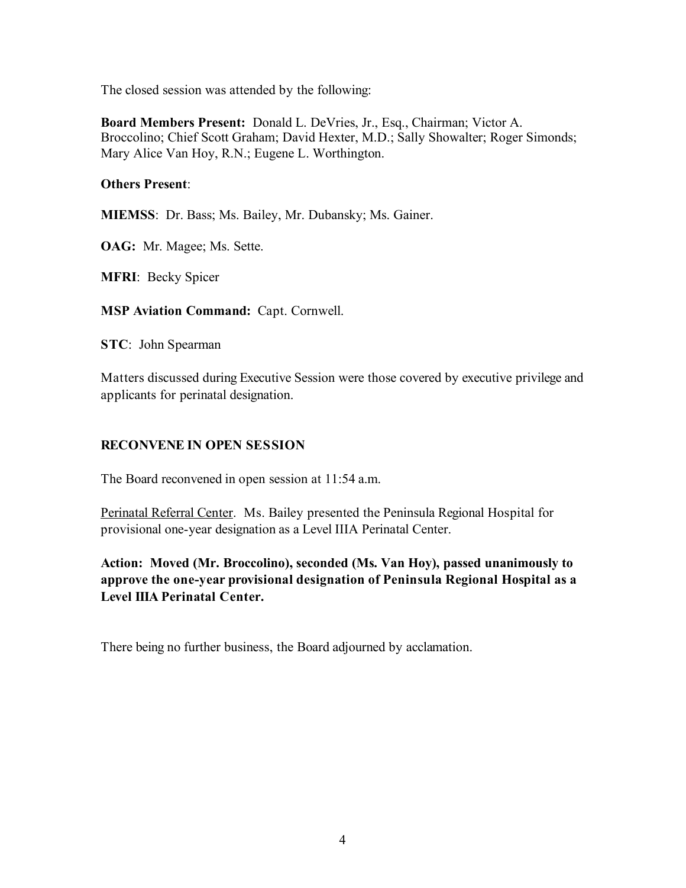The closed session was attended by the following:

**Board Members Present:** Donald L. DeVries, Jr., Esq., Chairman; Victor A. Broccolino; Chief Scott Graham; David Hexter, M.D.; Sally Showalter; Roger Simonds; Mary Alice Van Hoy, R.N.; Eugene L. Worthington.

**Others Present**:

**MIEMSS**: Dr. Bass; Ms. Bailey, Mr. Dubansky; Ms. Gainer.

**OAG:** Mr. Magee; Ms. Sette.

**MFRI**: Becky Spicer

**MSP Aviation Command:** Capt. Cornwell.

**STC**: John Spearman

Matters discussed during Executive Session were those covered by executive privilege and applicants for perinatal designation.

**RECONVENE IN OPEN SESSION**

The Board reconvened in open session at 11:54 a.m.

Perinatal Referral Center. Ms. Bailey presented the Peninsula Regional Hospital for provisional one-year designation as a Level IIIA Perinatal Center.

**Action: Moved (Mr. Broccolino), seconded (Ms. Van Hoy), passed unanimously to approve the one-year provisional designation of Peninsula Regional Hospital as a Level IIIA Perinatal Center.**

There being no further business, the Board adjourned by acclamation.